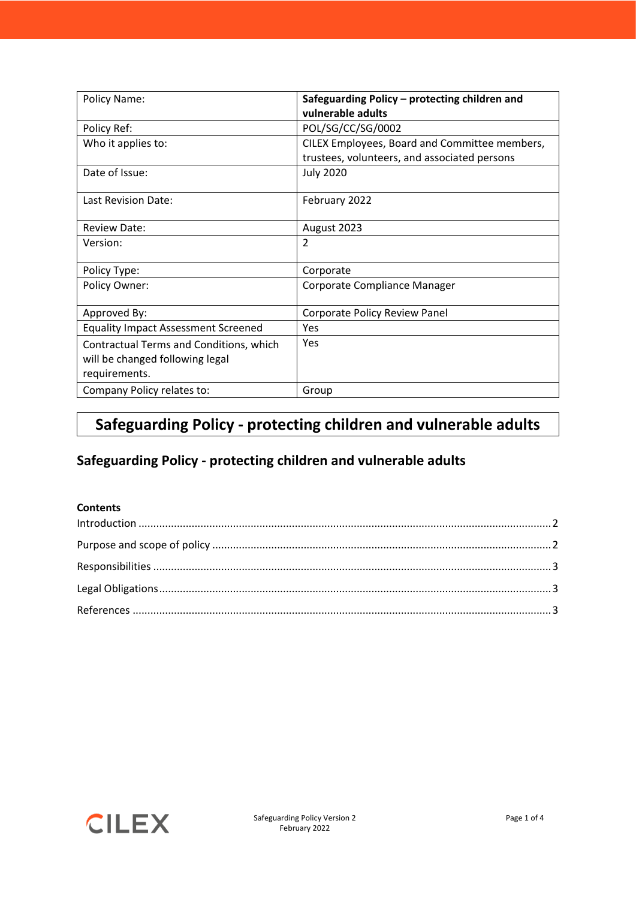| Policy Name: | **Safeguarding Policy – protecting children and vulnerable adults** |
|---|---|
| Policy Ref: | POL/SG/CC/SG/0002 |
| Who it applies to: | CILEX Employees, Board and Committee members, trustees, volunteers, and associated persons |
| Date of Issue: | July 2020 |
| Last Revision Date: | February 2022 |
| Review Date: | August 2023 |
| Version: | 2 |
| Policy Type: | Corporate |
| Policy Owner: | Corporate Compliance Manager |
| Approved By: | Corporate Policy Review Panel |
| Equality Impact Assessment Screened | Yes |
| Contractual Terms and Conditions, which will be changed following legal requirements. | Yes |
| Company Policy relates to: | Group |

# Safeguarding Policy - protecting children and vulnerable adults

## Safeguarding Policy - protecting children and vulnerable adults

**Contents**

Introduction .......... 2

Purpose and scope of policy .......... 2

Responsibilities .......... 3

Legal Obligations .......... 3

References .......... 3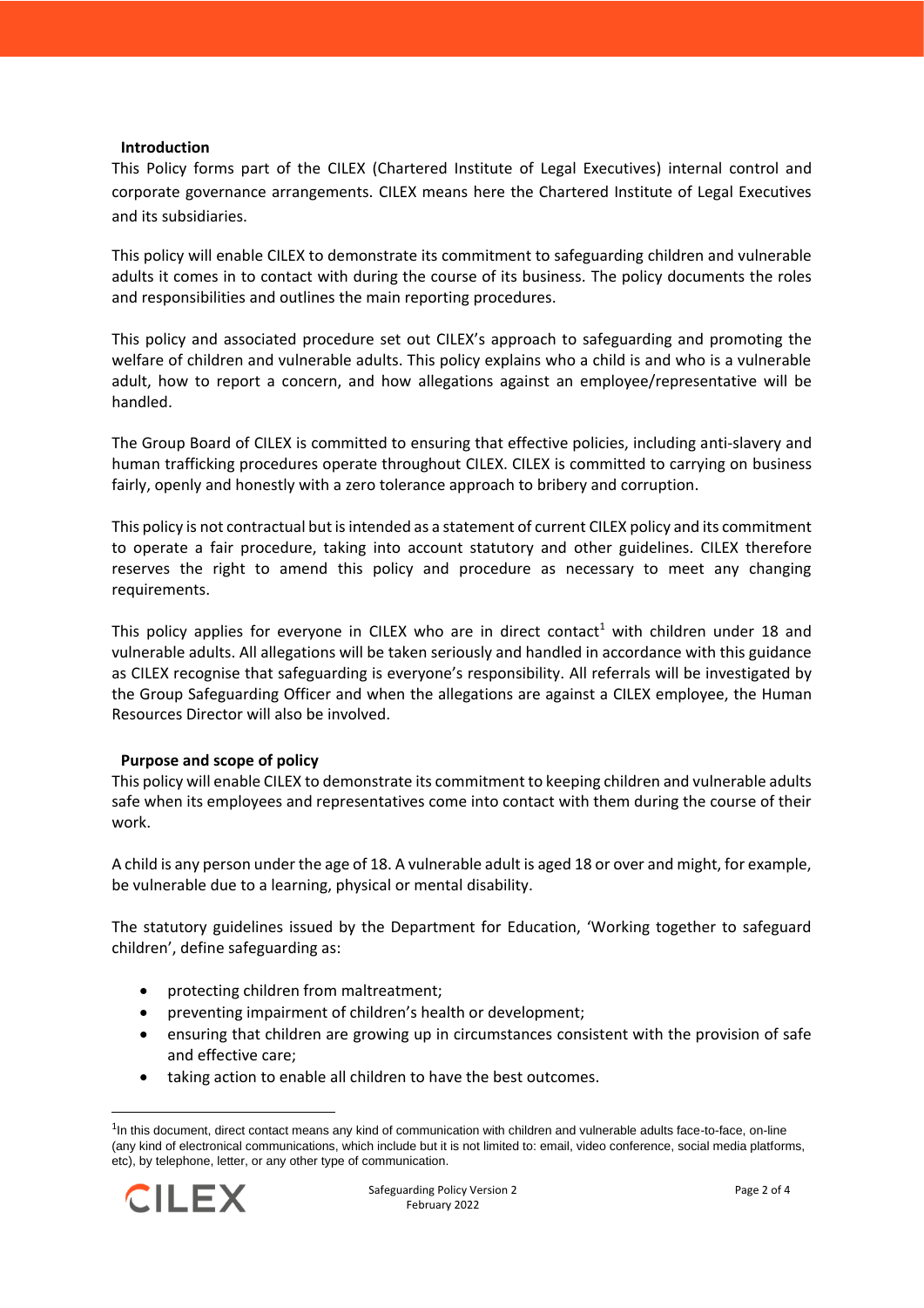## Introduction

This Policy forms part of the CILEX (Chartered Institute of Legal Executives) internal control and corporate governance arrangements. CILEX means here the Chartered Institute of Legal Executives and its subsidiaries.

This policy will enable CILEX to demonstrate its commitment to safeguarding children and vulnerable adults it comes in to contact with during the course of its business. The policy documents the roles and responsibilities and outlines the main reporting procedures.

This policy and associated procedure set out CILEX's approach to safeguarding and promoting the welfare of children and vulnerable adults. This policy explains who a child is and who is a vulnerable adult, how to report a concern, and how allegations against an employee/representative will be handled.

The Group Board of CILEX is committed to ensuring that effective policies, including anti-slavery and human trafficking procedures operate throughout CILEX. CILEX is committed to carrying on business fairly, openly and honestly with a zero tolerance approach to bribery and corruption.

This policy is not contractual but is intended as a statement of current CILEX policy and its commitment to operate a fair procedure, taking into account statutory and other guidelines. CILEX therefore reserves the right to amend this policy and procedure as necessary to meet any changing requirements.

This policy applies for everyone in CILEX who are in direct contact[1] with children under 18 and vulnerable adults. All allegations will be taken seriously and handled in accordance with this guidance as CILEX recognise that safeguarding is everyone's responsibility. All referrals will be investigated by the Group Safeguarding Officer and when the allegations are against a CILEX employee, the Human Resources Director will also be involved.

## Purpose and scope of policy

This policy will enable CILEX to demonstrate its commitment to keeping children and vulnerable adults safe when its employees and representatives come into contact with them during the course of their work.

A child is any person under the age of 18. A vulnerable adult is aged 18 or over and might, for example, be vulnerable due to a learning, physical or mental disability.

The statutory guidelines issued by the Department for Education, 'Working together to safeguard children', define safeguarding as:

- protecting children from maltreatment;
- preventing impairment of children's health or development;
- ensuring that children are growing up in circumstances consistent with the provision of safe and effective care;
- taking action to enable all children to have the best outcomes.

---

[1] In this document, direct contact means any kind of communication with children and vulnerable adults face-to-face, on-line (any kind of electronical communications, which include but it is not limited to: email, video conference, social media platforms, etc), by telephone, letter, or any other type of communication.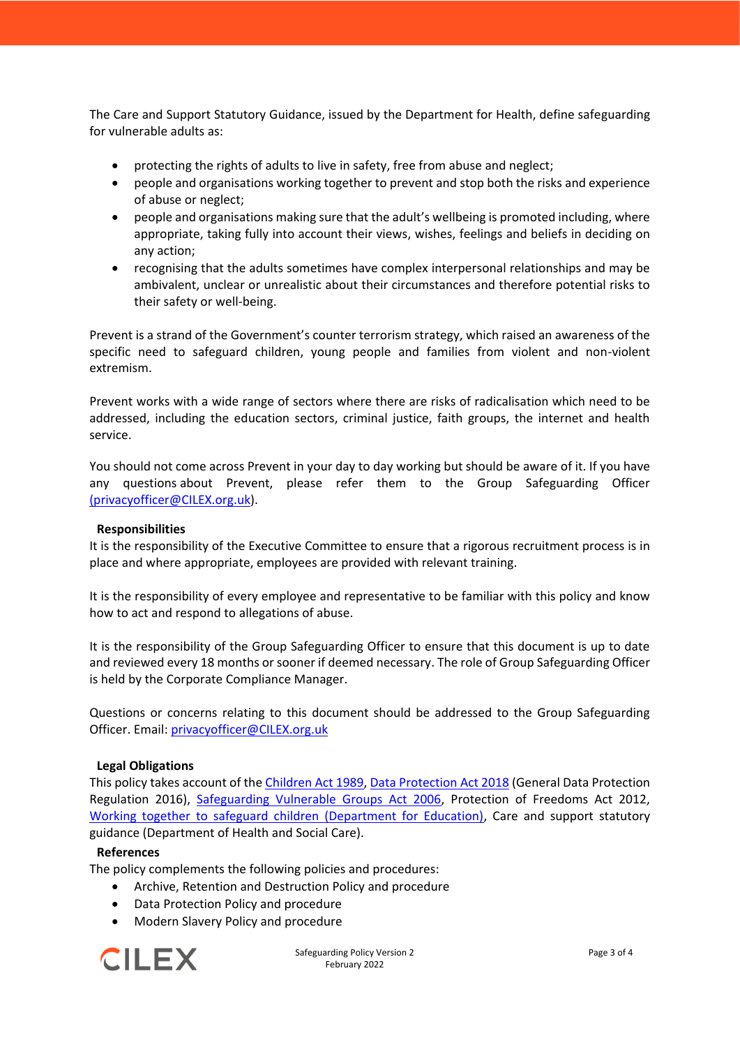The Care and Support Statutory Guidance, issued by the Department for Health, define safeguarding for vulnerable adults as:

- protecting the rights of adults to live in safety, free from abuse and neglect;
- people and organisations working together to prevent and stop both the risks and experience of abuse or neglect;
- people and organisations making sure that the adult's wellbeing is promoted including, where appropriate, taking fully into account their views, wishes, feelings and beliefs in deciding on any action;
- recognising that the adults sometimes have complex interpersonal relationships and may be ambivalent, unclear or unrealistic about their circumstances and therefore potential risks to their safety or well-being.

Prevent is a strand of the Government's counter terrorism strategy, which raised an awareness of the specific need to safeguard children, young people and families from violent and non-violent extremism.

Prevent works with a wide range of sectors where there are risks of radicalisation which need to be addressed, including the education sectors, criminal justice, faith groups, the internet and health service.

You should not come across Prevent in your day to day working but should be aware of it. If you have any questions about Prevent, please refer them to the Group Safeguarding Officer (privacyofficer@CILEX.org.uk).

## Responsibilities

It is the responsibility of the Executive Committee to ensure that a rigorous recruitment process is in place and where appropriate, employees are provided with relevant training.

It is the responsibility of every employee and representative to be familiar with this policy and know how to act and respond to allegations of abuse.

It is the responsibility of the Group Safeguarding Officer to ensure that this document is up to date and reviewed every 18 months or sooner if deemed necessary. The role of Group Safeguarding Officer is held by the Corporate Compliance Manager.

Questions or concerns relating to this document should be addressed to the Group Safeguarding Officer. Email: privacyofficer@CILEX.org.uk

## Legal Obligations

This policy takes account of the Children Act 1989, Data Protection Act 2018 (General Data Protection Regulation 2016), Safeguarding Vulnerable Groups Act 2006, Protection of Freedoms Act 2012, Working together to safeguard children (Department for Education), Care and support statutory guidance (Department of Health and Social Care).

## References

The policy complements the following policies and procedures:

- Archive, Retention and Destruction Policy and procedure
- Data Protection Policy and procedure
- Modern Slavery Policy and procedure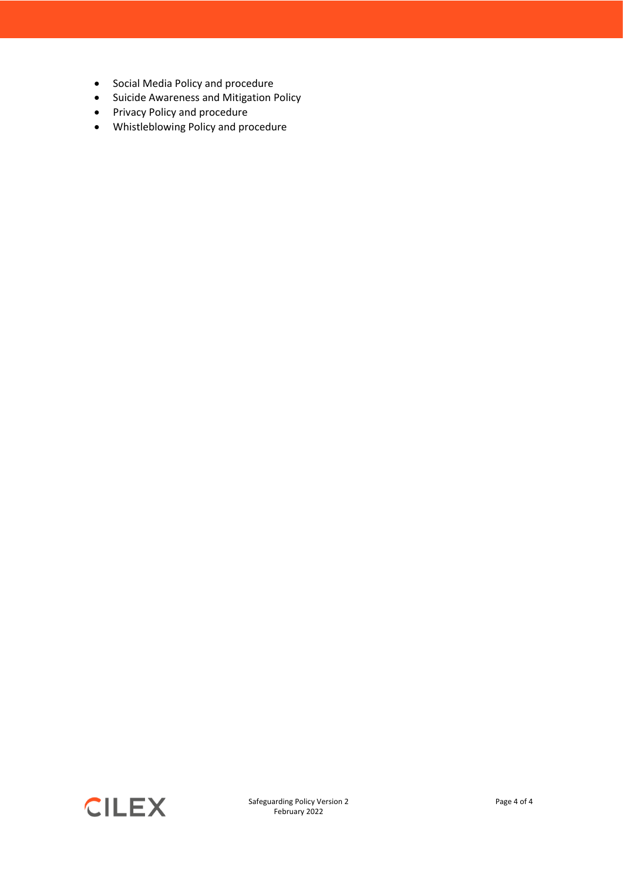- Social Media Policy and procedure
- Suicide Awareness and Mitigation Policy
- Privacy Policy and procedure
- Whistleblowing Policy and procedure